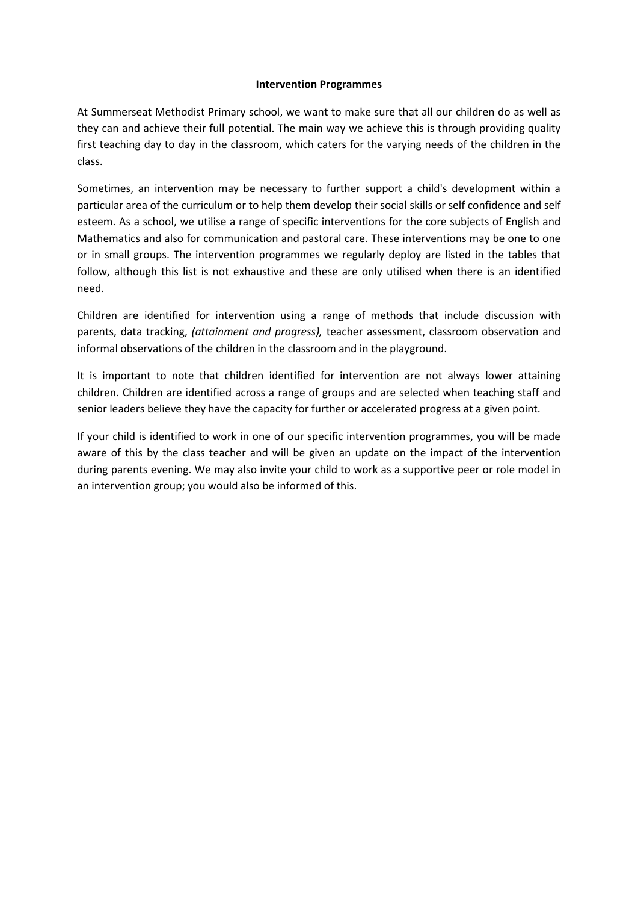# Intervention Programmes

At Summerseat Methodist Primary school, we want to make sure that all our children do as well as they can and achieve their full potential. The main way we achieve this is through providing quality first teaching day to day in the classroom, which caters for the varying needs of the children in the class.

Sometimes, an intervention may be necessary to further support a child's development within a particular area of the curriculum or to help them develop their social skills or self confidence and self esteem. As a school, we utilise a range of specific interventions for the core subjects of English and Mathematics and also for communication and pastoral care. These interventions may be one to one or in small groups. The intervention programmes we regularly deploy are listed in the tables that follow, although this list is not exhaustive and these are only utilised when there is an identified need.

Children are identified for intervention using a range of methods that include discussion with parents, data tracking, *(attainment and progress),* teacher assessment, classroom observation and informal observations of the children in the classroom and in the playground.

It is important to note that children identified for intervention are not always lower attaining children. Children are identified across a range of groups and are selected when teaching staff and senior leaders believe they have the capacity for further or accelerated progress at a given point.

If your child is identified to work in one of our specific intervention programmes, you will be made aware of this by the class teacher and will be given an update on the impact of the intervention during parents evening. We may also invite your child to work as a supportive peer or role model in an intervention group; you would also be informed of this.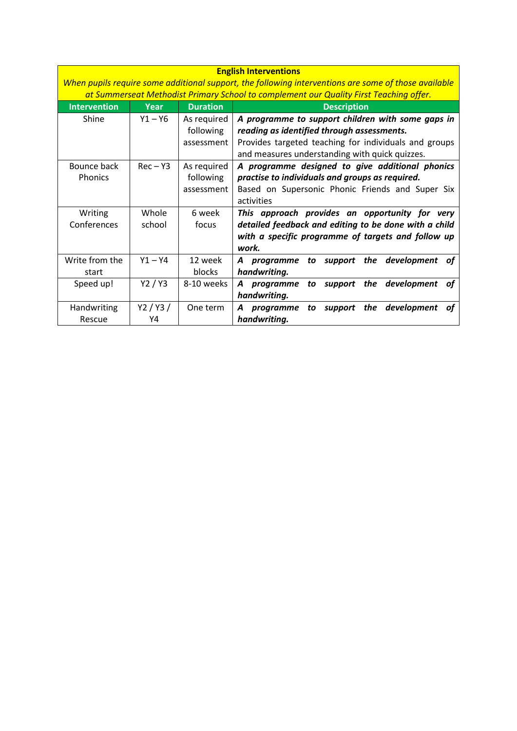**English Interventions**

*When pupils require some additional support, the following interventions are some of those available at Summerseat Methodist Primary School to complement our Quality First Teaching offer.*

| Intervention | Year | Duration | Description |
|---|---|---|---|
| Shine | Y1 – Y6 | As required following assessment | ***A programme to support children with some gaps in reading as identified through assessments.*** Provides targeted teaching for individuals and groups and measures understanding with quick quizzes. |
| Bounce back Phonics | Rec – Y3 | As required following assessment | ***A programme designed to give additional phonics practise to individuals and groups as required.*** Based on Supersonic Phonic Friends and Super Six activities |
| Writing Conferences | Whole school | 6 week focus | ***This approach provides an opportunity for very detailed feedback and editing to be done with a child with a specific programme of targets and follow up work.*** |
| Write from the start | Y1 – Y4 | 12 week blocks | ***A programme to support the development of handwriting.*** |
| Speed up! | Y2 / Y3 | 8-10 weeks | ***A programme to support the development of handwriting.*** |
| Handwriting Rescue | Y2 / Y3 / Y4 | One term | ***A programme to support the development of handwriting.*** |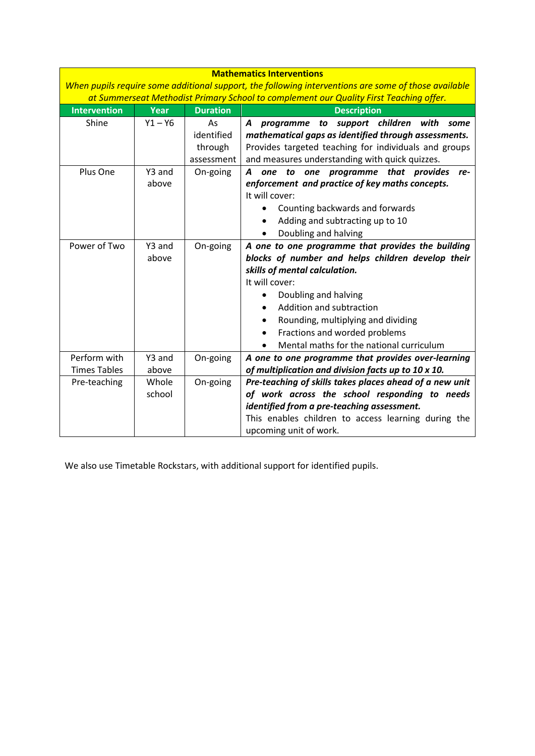**Mathematics Interventions**

*When pupils require some additional support, the following interventions are some of those available at Summerseat Methodist Primary School to complement our Quality First Teaching offer.*

| Intervention | Year | Duration | Description |
| --- | --- | --- | --- |
| Shine | Y1 – Y6 | As identified through assessment | ***A programme to support children with some mathematical gaps as identified through assessments.*** Provides targeted teaching for individuals and groups and measures understanding with quick quizzes. |
| Plus One | Y3 and above | On-going | ***A one to one programme that provides re-enforcement and practice of key maths concepts.*** It will cover: • Counting backwards and forwards • Adding and subtracting up to 10 • Doubling and halving |
| Power of Two | Y3 and above | On-going | ***A one to one programme that provides the building blocks of number and helps children develop their skills of mental calculation.*** It will cover: • Doubling and halving • Addition and subtraction • Rounding, multiplying and dividing • Fractions and worded problems • Mental maths for the national curriculum |
| Perform with Times Tables | Y3 and above | On-going | ***A one to one programme that provides over-learning of multiplication and division facts up to 10 x 10.*** |
| Pre-teaching | Whole school | On-going | ***Pre-teaching of skills takes places ahead of a new unit of work across the school responding to needs identified from a pre-teaching assessment.*** This enables children to access learning during the upcoming unit of work. |

We also use Timetable Rockstars, with additional support for identified pupils.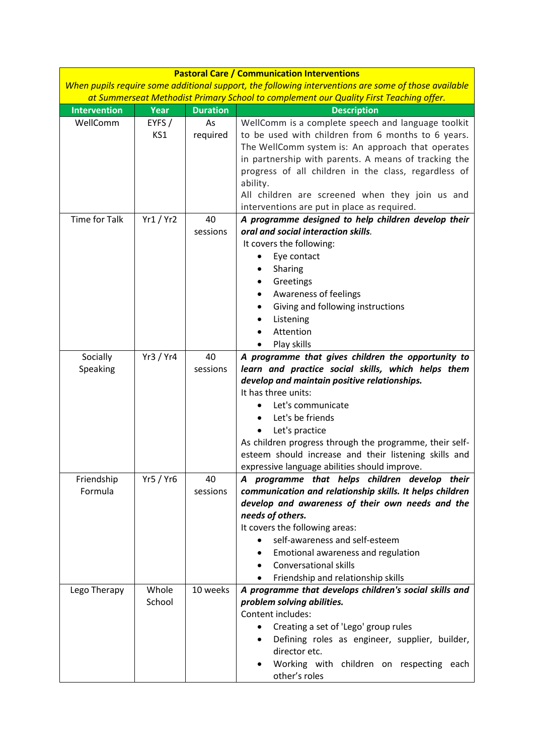| **Pastoral Care / Communication Interventions** | | | |
|---|---|---|---|
| *When pupils require some additional support, the following interventions are some of those available at Summerseat Methodist Primary School to complement our Quality First Teaching offer.* | | | |
| **Intervention** | **Year** | **Duration** | **Description** |
| WellComm | EYFS / KS1 | As required | WellComm is a complete speech and language toolkit to be used with children from 6 months to 6 years. The WellComm system is: An approach that operates in partnership with parents. A means of tracking the progress of all children in the class, regardless of ability.<br>All children are screened when they join us and interventions are put in place as required. |
| Time for Talk | Yr1 / Yr2 | 40 sessions | ***A programme designed to help children develop their oral and social interaction skills.***<br>It covers the following:<br>• Eye contact<br>• Sharing<br>• Greetings<br>• Awareness of feelings<br>• Giving and following instructions<br>• Listening<br>• Attention<br>• Play skills |
| Socially Speaking | Yr3 / Yr4 | 40 sessions | ***A programme that gives children the opportunity to learn and practice social skills, which helps them develop and maintain positive relationships.***<br>It has three units:<br>• Let's communicate<br>• Let's be friends<br>• Let's practice<br>As children progress through the programme, their self-esteem should increase and their listening skills and expressive language abilities should improve. |
| Friendship Formula | Yr5 / Yr6 | 40 sessions | ***A programme that helps children develop their communication and relationship skills. It helps children develop and awareness of their own needs and the needs of others.***<br>It covers the following areas:<br>• self-awareness and self-esteem<br>• Emotional awareness and regulation<br>• Conversational skills<br>• Friendship and relationship skills |
| Lego Therapy | Whole School | 10 weeks | ***A programme that develops children's social skills and problem solving abilities.***<br>Content includes:<br>• Creating a set of 'Lego' group rules<br>• Defining roles as engineer, supplier, builder, director etc.<br>• Working with children on respecting each other's roles |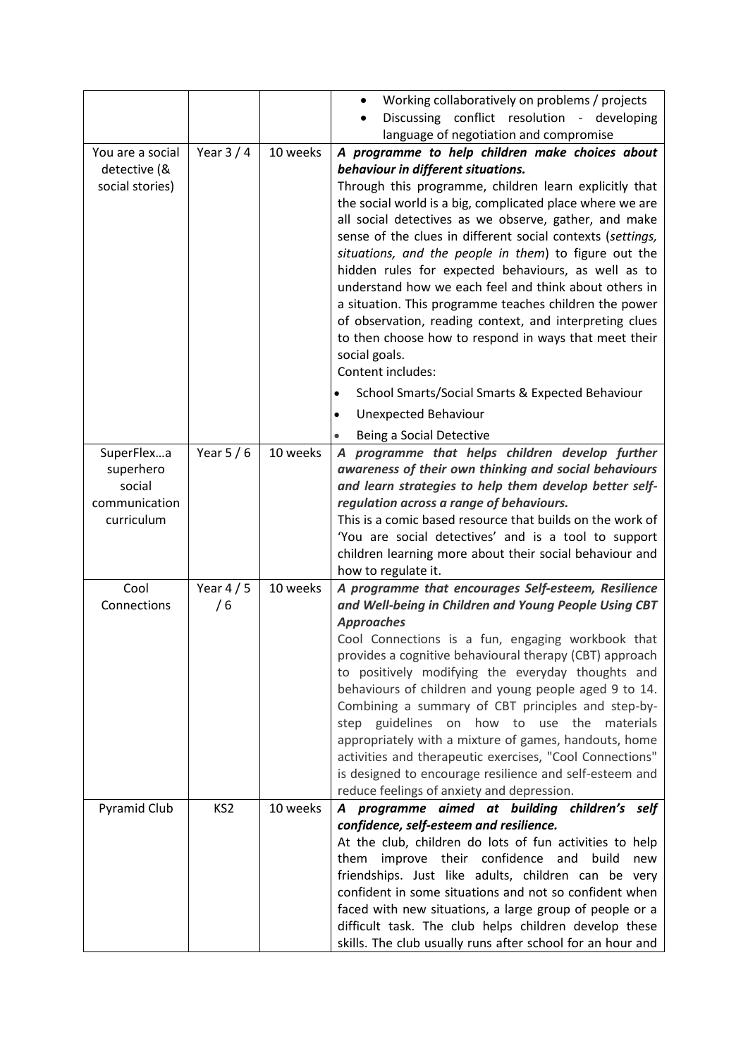| | | | |
|---|---|---|---|
| | | | • Working collaboratively on problems / projects<br>• Discussing conflict resolution - developing language of negotiation and compromise |
| You are a social detective (& social stories) | Year 3 / 4 | 10 weeks | ***A programme to help children make choices about behaviour in different situations.***<br>Through this programme, children learn explicitly that the social world is a big, complicated place where we are all social detectives as we observe, gather, and make sense of the clues in different social contexts (*settings, situations, and the people in them*) to figure out the hidden rules for expected behaviours, as well as to understand how we each feel and think about others in a situation. This programme teaches children the power of observation, reading context, and interpreting clues to then choose how to respond in ways that meet their social goals.<br>Content includes:<br>• School Smarts/Social Smarts & Expected Behaviour<br>• Unexpected Behaviour<br>• Being a Social Detective |
| SuperFlex…a superhero social communication curriculum | Year 5 / 6 | 10 weeks | ***A programme that helps children develop further awareness of their own thinking and social behaviours and learn strategies to help them develop better self-regulation across a range of behaviours.***<br>This is a comic based resource that builds on the work of 'You are social detectives' and is a tool to support children learning more about their social behaviour and how to regulate it. |
| Cool Connections | Year 4 / 5 / 6 | 10 weeks | ***A programme that encourages Self-esteem, Resilience and Well-being in Children and Young People Using CBT Approaches***<br>Cool Connections is a fun, engaging workbook that provides a cognitive behavioural therapy (CBT) approach to positively modifying the everyday thoughts and behaviours of children and young people aged 9 to 14. Combining a summary of CBT principles and step-by-step guidelines on how to use the materials appropriately with a mixture of games, handouts, home activities and therapeutic exercises, "Cool Connections" is designed to encourage resilience and self-esteem and reduce feelings of anxiety and depression. |
| Pyramid Club | KS2 | 10 weeks | ***A programme aimed at building children's self confidence, self-esteem and resilience.***<br>At the club, children do lots of fun activities to help them improve their confidence and build new friendships. Just like adults, children can be very confident in some situations and not so confident when faced with new situations, a large group of people or a difficult task. The club helps children develop these skills. The club usually runs after school for an hour and |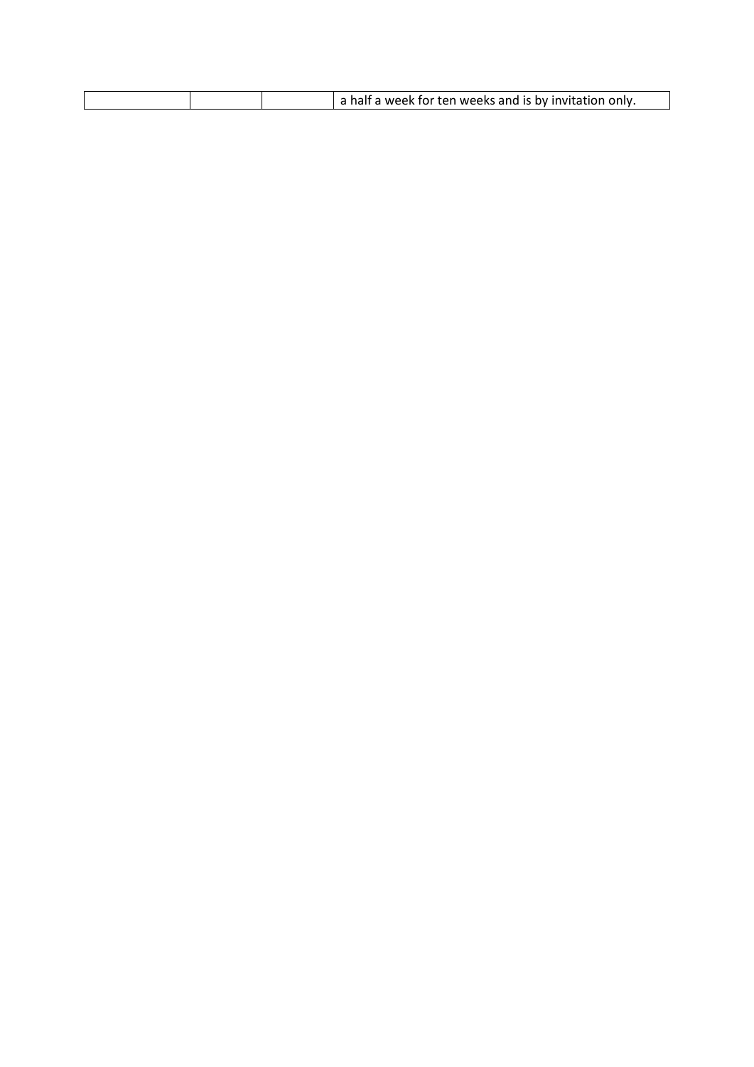| | | | |
|---|---|---|---|
| | | | a half a week for ten weeks and is by invitation only. |